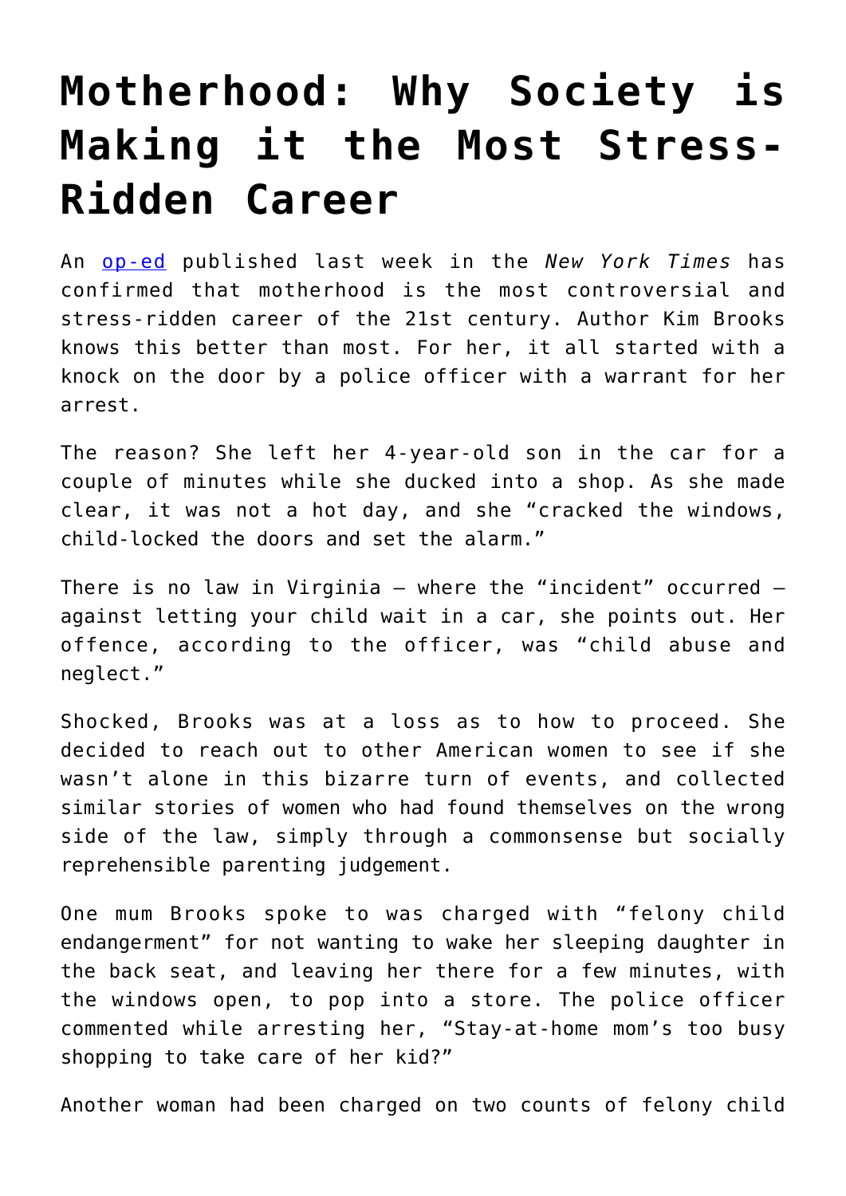# Motherhood: Why Society is Making it the Most Stress-Ridden Career

An [op-ed] published last week in the *New York Times* has confirmed that motherhood is the most controversial and stress-ridden career of the 21st century. Author Kim Brooks knows this better than most. For her, it all started with a knock on the door by a police officer with a warrant for her arrest.

The reason? She left her 4-year-old son in the car for a couple of minutes while she ducked into a shop. As she made clear, it was not a hot day, and she "cracked the windows, child-locked the doors and set the alarm."

There is no law in Virginia – where the "incident" occurred – against letting your child wait in a car, she points out. Her offence, according to the officer, was "child abuse and neglect."

Shocked, Brooks was at a loss as to how to proceed. She decided to reach out to other American women to see if she wasn't alone in this bizarre turn of events, and collected similar stories of women who had found themselves on the wrong side of the law, simply through a commonsense but socially reprehensible parenting judgement.

One mum Brooks spoke to was charged with "felony child endangerment" for not wanting to wake her sleeping daughter in the back seat, and leaving her there for a few minutes, with the windows open, to pop into a store. The police officer commented while arresting her, "Stay-at-home mom's too busy shopping to take care of her kid?"

Another woman had been charged on two counts of felony child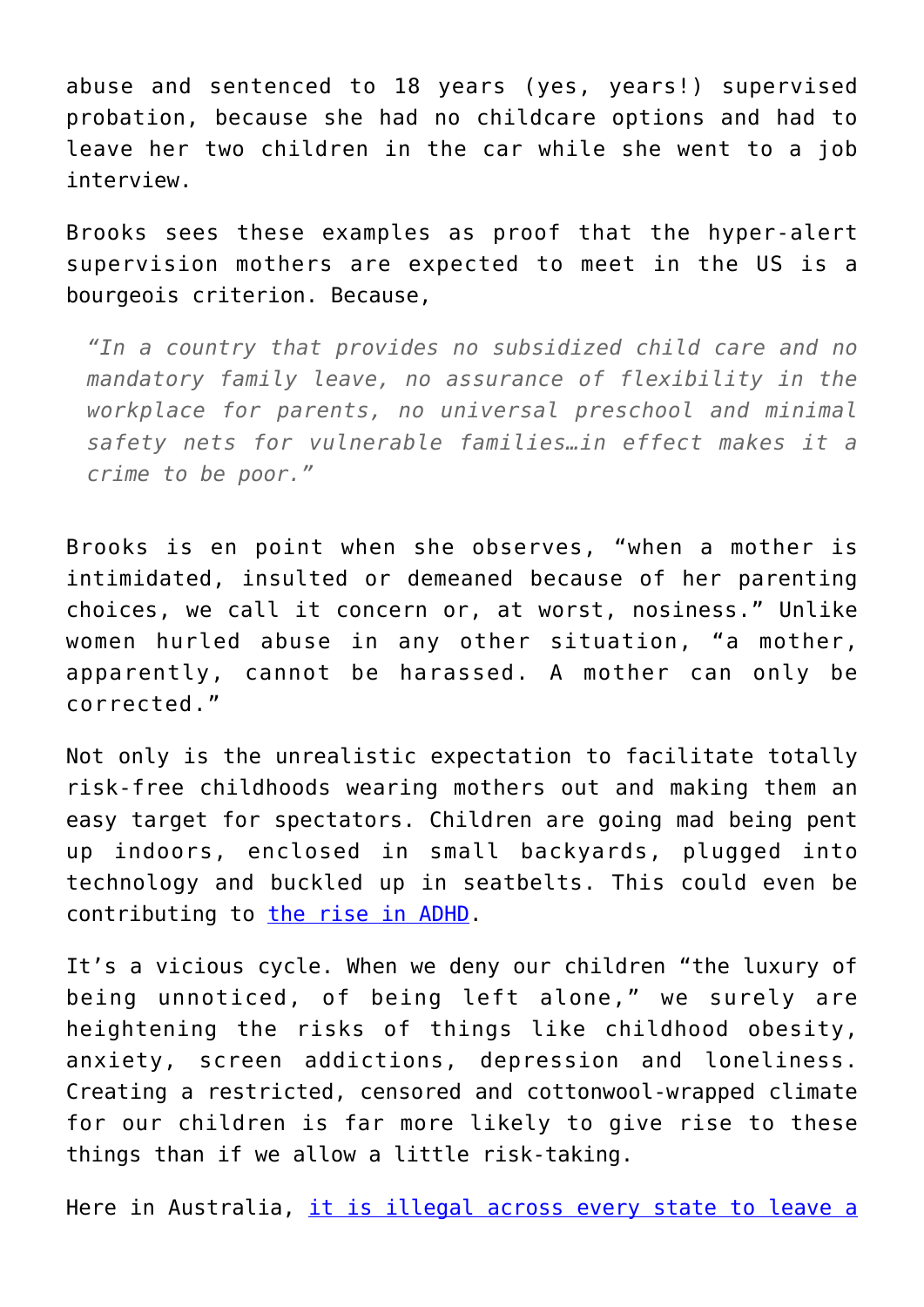abuse and sentenced to 18 years (yes, years!) supervised probation, because she had no childcare options and had to leave her two children in the car while she went to a job interview.

Brooks sees these examples as proof that the hyper-alert supervision mothers are expected to meet in the US is a bourgeois criterion. Because,

> *"In a country that provides no subsidized child care and no mandatory family leave, no assurance of flexibility in the workplace for parents, no universal preschool and minimal safety nets for vulnerable families…in effect makes it a crime to be poor."*

Brooks is en point when she observes, "when a mother is intimidated, insulted or demeaned because of her parenting choices, we call it concern or, at worst, nosiness." Unlike women hurled abuse in any other situation, "a mother, apparently, cannot be harassed. A mother can only be corrected."

Not only is the unrealistic expectation to facilitate totally risk-free childhoods wearing mothers out and making them an easy target for spectators. Children are going mad being pent up indoors, enclosed in small backyards, plugged into technology and buckled up in seatbelts. This could even be contributing to [the rise in ADHD](the rise in ADHD).

It's a vicious cycle. When we deny our children "the luxury of being unnoticed, of being left alone," we surely are heightening the risks of things like childhood obesity, anxiety, screen addictions, depression and loneliness. Creating a restricted, censored and cottonwool-wrapped climate for our children is far more likely to give rise to these things than if we allow a little risk-taking.

Here in Australia, [it is illegal across every state to leave a](it is illegal across every state to leave a)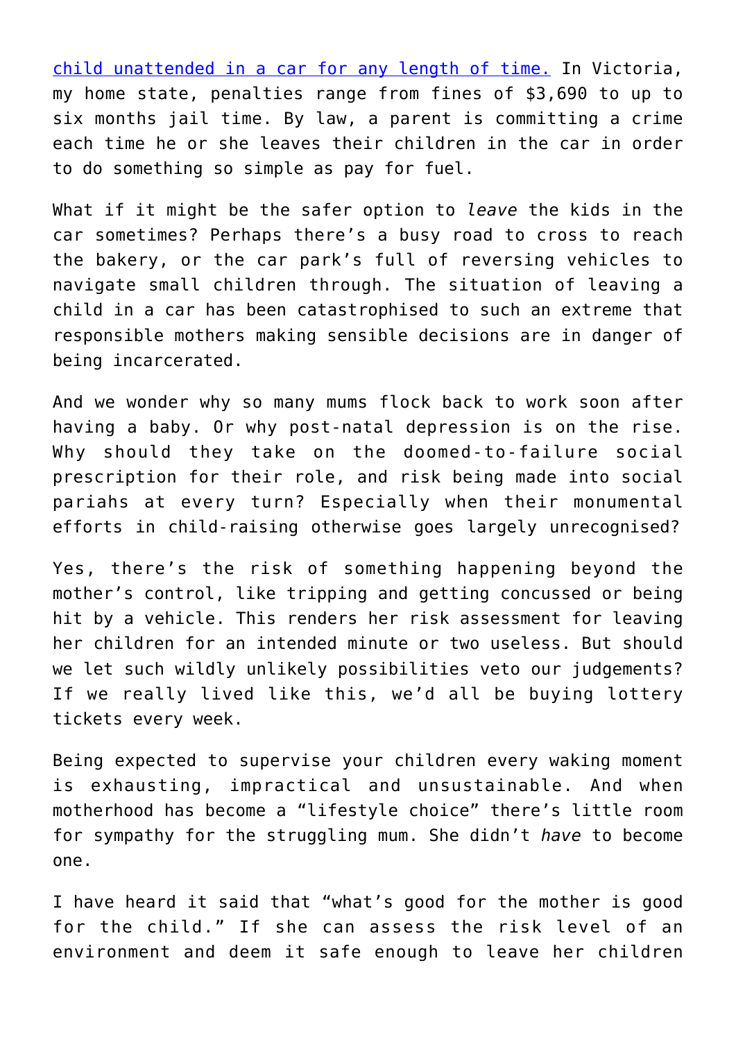[child unattended in a car for any length of time.] In Victoria, my home state, penalties range from fines of $3,690 to up to six months jail time. By law, a parent is committing a crime each time he or she leaves their children in the car in order to do something so simple as pay for fuel.

What if it might be the safer option to *leave* the kids in the car sometimes? Perhaps there's a busy road to cross to reach the bakery, or the car park's full of reversing vehicles to navigate small children through. The situation of leaving a child in a car has been catastrophised to such an extreme that responsible mothers making sensible decisions are in danger of being incarcerated.

And we wonder why so many mums flock back to work soon after having a baby. Or why post-natal depression is on the rise. Why should they take on the doomed-to-failure social prescription for their role, and risk being made into social pariahs at every turn? Especially when their monumental efforts in child-raising otherwise goes largely unrecognised?

Yes, there's the risk of something happening beyond the mother's control, like tripping and getting concussed or being hit by a vehicle. This renders her risk assessment for leaving her children for an intended minute or two useless. But should we let such wildly unlikely possibilities veto our judgements? If we really lived like this, we'd all be buying lottery tickets every week.

Being expected to supervise your children every waking moment is exhausting, impractical and unsustainable. And when motherhood has become a "lifestyle choice" there's little room for sympathy for the struggling mum. She didn't *have* to become one.

I have heard it said that "what's good for the mother is good for the child." If she can assess the risk level of an environment and deem it safe enough to leave her children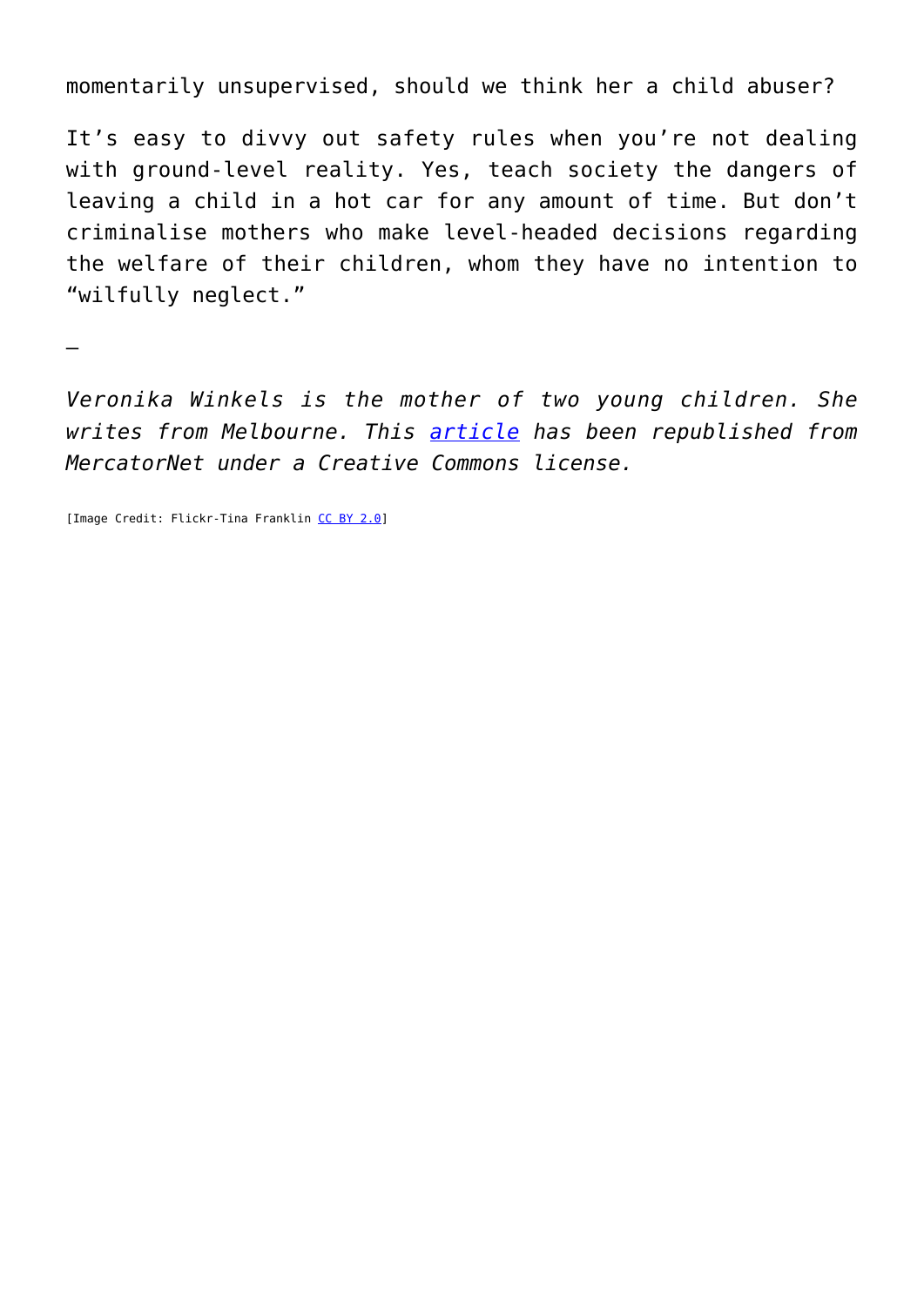momentarily unsupervised, should we think her a child abuser?

It's easy to divvy out safety rules when you're not dealing with ground-level reality. Yes, teach society the dangers of leaving a child in a hot car for any amount of time. But don't criminalise mothers who make level-headed decisions regarding the welfare of their children, whom they have no intention to "wilfully neglect."

—

*Veronika Winkels is the mother of two young children. She writes from Melbourne. This article has been republished from MercatorNet under a Creative Commons license.*

[Image Credit: Flickr-Tina Franklin CC BY 2.0]